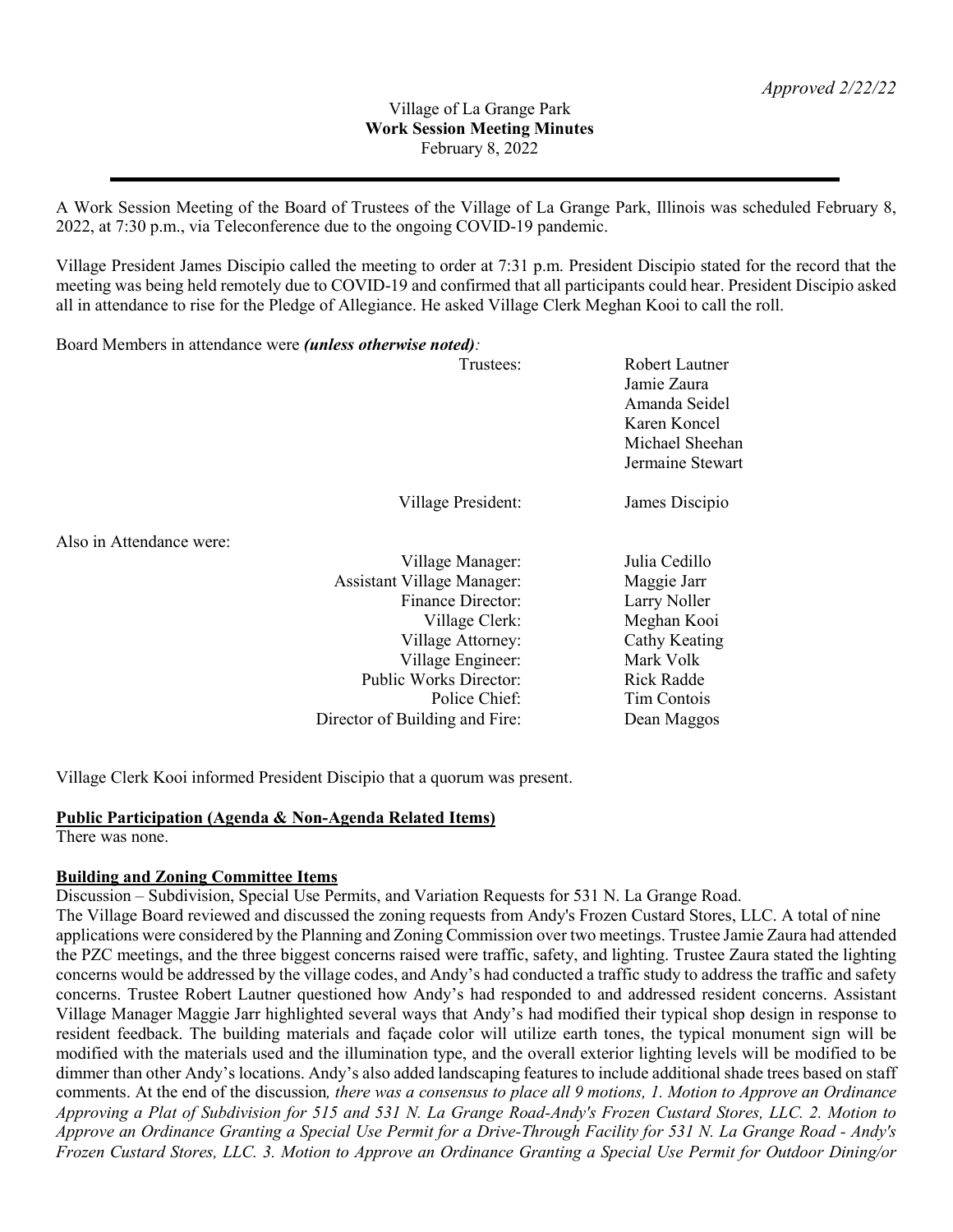*Approved 2/22/22*

Village of La Grange Park
**Work Session Meeting Minutes**
February 8, 2022

---

A Work Session Meeting of the Board of Trustees of the Village of La Grange Park, Illinois was scheduled February 8, 2022, at 7:30 p.m., via Teleconference due to the ongoing COVID-19 pandemic.

Village President James Discipio called the meeting to order at 7:31 p.m. President Discipio stated for the record that the meeting was being held remotely due to COVID-19 and confirmed that all participants could hear. President Discipio asked all in attendance to rise for the Pledge of Allegiance. He asked Village Clerk Meghan Kooi to call the roll.

Board Members in attendance were ***(unless otherwise noted)***:

| | |
|---|---|
| Trustees: | Robert Lautner |
| | Jamie Zaura |
| | Amanda Seidel |
| | Karen Koncel |
| | Michael Sheehan |
| | Jermaine Stewart |
| Village President: | James Discipio |

Also in Attendance were:

| | |
|---|---|
| Village Manager: | Julia Cedillo |
| Assistant Village Manager: | Maggie Jarr |
| Finance Director: | Larry Noller |
| Village Clerk: | Meghan Kooi |
| Village Attorney: | Cathy Keating |
| Village Engineer: | Mark Volk |
| Public Works Director: | Rick Radde |
| Police Chief: | Tim Contois |
| Director of Building and Fire: | Dean Maggos |

Village Clerk Kooi informed President Discipio that a quorum was present.

**Public Participation (Agenda & Non-Agenda Related Items)**
There was none.

**Building and Zoning Committee Items**
Discussion – Subdivision, Special Use Permits, and Variation Requests for 531 N. La Grange Road.
The Village Board reviewed and discussed the zoning requests from Andy's Frozen Custard Stores, LLC. A total of nine applications were considered by the Planning and Zoning Commission over two meetings. Trustee Jamie Zaura had attended the PZC meetings, and the three biggest concerns raised were traffic, safety, and lighting. Trustee Zaura stated the lighting concerns would be addressed by the village codes, and Andy's had conducted a traffic study to address the traffic and safety concerns. Trustee Robert Lautner questioned how Andy's had responded to and addressed resident concerns. Assistant Village Manager Maggie Jarr highlighted several ways that Andy's had modified their typical shop design in response to resident feedback. The building materials and façade color will utilize earth tones, the typical monument sign will be modified with the materials used and the illumination type, and the overall exterior lighting levels will be modified to be dimmer than other Andy's locations. Andy's also added landscaping features to include additional shade trees based on staff comments. At the end of the discussion*, there was a consensus to place all 9 motions, 1. Motion to Approve an Ordinance Approving a Plat of Subdivision for 515 and 531 N. La Grange Road-Andy's Frozen Custard Stores, LLC. 2. Motion to Approve an Ordinance Granting a Special Use Permit for a Drive-Through Facility for 531 N. La Grange Road - Andy's Frozen Custard Stores, LLC. 3. Motion to Approve an Ordinance Granting a Special Use Permit for Outdoor Dining/or*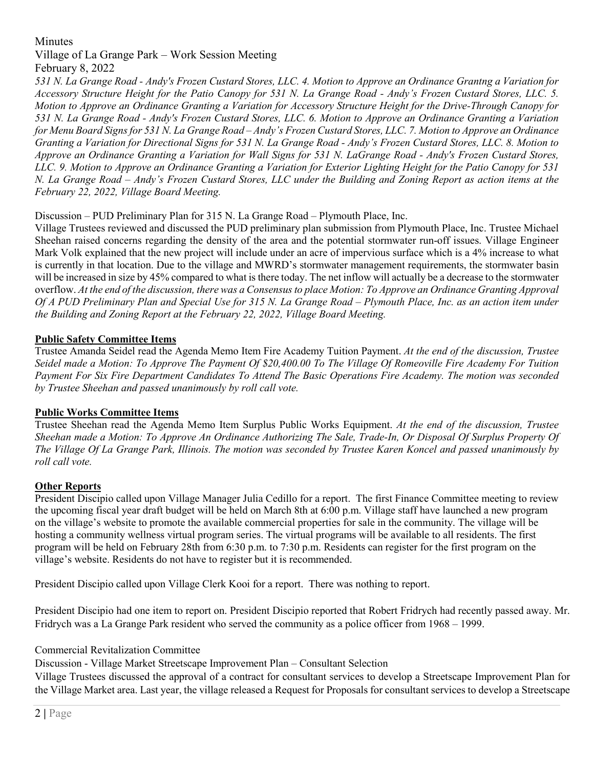*531 N. La Grange Road - Andy's Frozen Custard Stores, LLC. 4. Motion to Approve an Ordinance Grantng a Variation for Accessory Structure Height for the Patio Canopy for 531 N. La Grange Road - Andy's Frozen Custard Stores, LLC. 5. Motion to Approve an Ordinance Granting a Variation for Accessory Structure Height for the Drive-Through Canopy for 531 N. La Grange Road - Andy's Frozen Custard Stores, LLC. 6. Motion to Approve an Ordinance Granting a Variation for Menu Board Signs for 531 N. La Grange Road – Andy's Frozen Custard Stores, LLC. 7. Motion to Approve an Ordinance Granting a Variation for Directional Signs for 531 N. La Grange Road - Andy's Frozen Custard Stores, LLC. 8. Motion to Approve an Ordinance Granting a Variation for Wall Signs for 531 N. LaGrange Road - Andy's Frozen Custard Stores, LLC. 9. Motion to Approve an Ordinance Granting a Variation for Exterior Lighting Height for the Patio Canopy for 531 N. La Grange Road – Andy's Frozen Custard Stores, LLC under the Building and Zoning Report as action items at the February 22, 2022, Village Board Meeting.*

Discussion – PUD Preliminary Plan for 315 N. La Grange Road – Plymouth Place, Inc.

Village Trustees reviewed and discussed the PUD preliminary plan submission from Plymouth Place, Inc. Trustee Michael Sheehan raised concerns regarding the density of the area and the potential stormwater run-off issues. Village Engineer Mark Volk explained that the new project will include under an acre of impervious surface which is a 4% increase to what is currently in that location. Due to the village and MWRD's stormwater management requirements, the stormwater basin will be increased in size by 45% compared to what is there today. The net inflow will actually be a decrease to the stormwater overflow. *At the end of the discussion, there was a Consensus to place Motion: To Approve an Ordinance Granting Approval Of A PUD Preliminary Plan and Special Use for 315 N. La Grange Road – Plymouth Place, Inc. as an action item under the Building and Zoning Report at the February 22, 2022, Village Board Meeting.*

**Public Safety Committee Items**

Trustee Amanda Seidel read the Agenda Memo Item Fire Academy Tuition Payment. *At the end of the discussion, Trustee Seidel made a Motion: To Approve The Payment Of $20,400.00 To The Village Of Romeoville Fire Academy For Tuition Payment For Six Fire Department Candidates To Attend The Basic Operations Fire Academy. The motion was seconded by Trustee Sheehan and passed unanimously by roll call vote.*

**Public Works Committee Items**

Trustee Sheehan read the Agenda Memo Item Surplus Public Works Equipment. *At the end of the discussion, Trustee Sheehan made a Motion: To Approve An Ordinance Authorizing The Sale, Trade-In, Or Disposal Of Surplus Property Of The Village Of La Grange Park, Illinois. The motion was seconded by Trustee Karen Koncel and passed unanimously by roll call vote.*

**Other Reports**

President Discipio called upon Village Manager Julia Cedillo for a report. The first Finance Committee meeting to review the upcoming fiscal year draft budget will be held on March 8th at 6:00 p.m. Village staff have launched a new program on the village's website to promote the available commercial properties for sale in the community. The village will be hosting a community wellness virtual program series. The virtual programs will be available to all residents. The first program will be held on February 28th from 6:30 p.m. to 7:30 p.m. Residents can register for the first program on the village's website. Residents do not have to register but it is recommended.

President Discipio called upon Village Clerk Kooi for a report. There was nothing to report.

President Discipio had one item to report on. President Discipio reported that Robert Fridrych had recently passed away. Mr. Fridrych was a La Grange Park resident who served the community as a police officer from 1968 – 1999.

Commercial Revitalization Committee

Discussion - Village Market Streetscape Improvement Plan – Consultant Selection

Village Trustees discussed the approval of a contract for consultant services to develop a Streetscape Improvement Plan for the Village Market area. Last year, the village released a Request for Proposals for consultant services to develop a Streetscape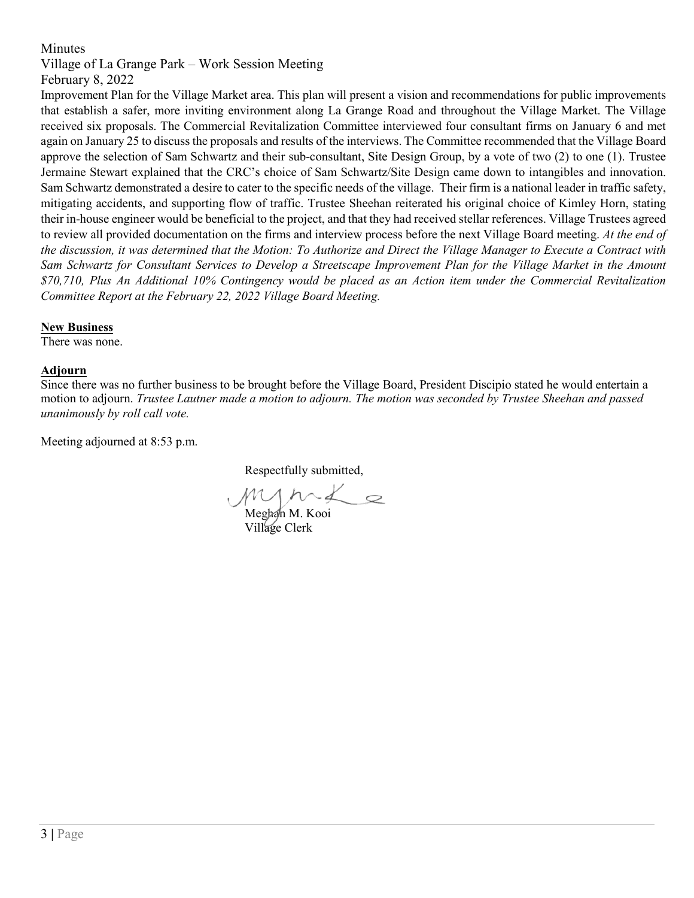Improvement Plan for the Village Market area. This plan will present a vision and recommendations for public improvements that establish a safer, more inviting environment along La Grange Road and throughout the Village Market. The Village received six proposals. The Commercial Revitalization Committee interviewed four consultant firms on January 6 and met again on January 25 to discuss the proposals and results of the interviews. The Committee recommended that the Village Board approve the selection of Sam Schwartz and their sub-consultant, Site Design Group, by a vote of two (2) to one (1). Trustee Jermaine Stewart explained that the CRC's choice of Sam Schwartz/Site Design came down to intangibles and innovation. Sam Schwartz demonstrated a desire to cater to the specific needs of the village. Their firm is a national leader in traffic safety, mitigating accidents, and supporting flow of traffic. Trustee Sheehan reiterated his original choice of Kimley Horn, stating their in-house engineer would be beneficial to the project, and that they had received stellar references. Village Trustees agreed to review all provided documentation on the firms and interview process before the next Village Board meeting. *At the end of the discussion, it was determined that the Motion: To Authorize and Direct the Village Manager to Execute a Contract with Sam Schwartz for Consultant Services to Develop a Streetscape Improvement Plan for the Village Market in the Amount $70,710, Plus An Additional 10% Contingency would be placed as an Action item under the Commercial Revitalization Committee Report at the February 22, 2022 Village Board Meeting.*

**New Business**

There was none.

**Adjourn**

Since there was no further business to be brought before the Village Board, President Discipio stated he would entertain a motion to adjourn. *Trustee Lautner made a motion to adjourn. The motion was seconded by Trustee Sheehan and passed unanimously by roll call vote.*

Meeting adjourned at 8:53 p.m.

Respectfully submitted,

Meghan M. Kooi
Village Clerk